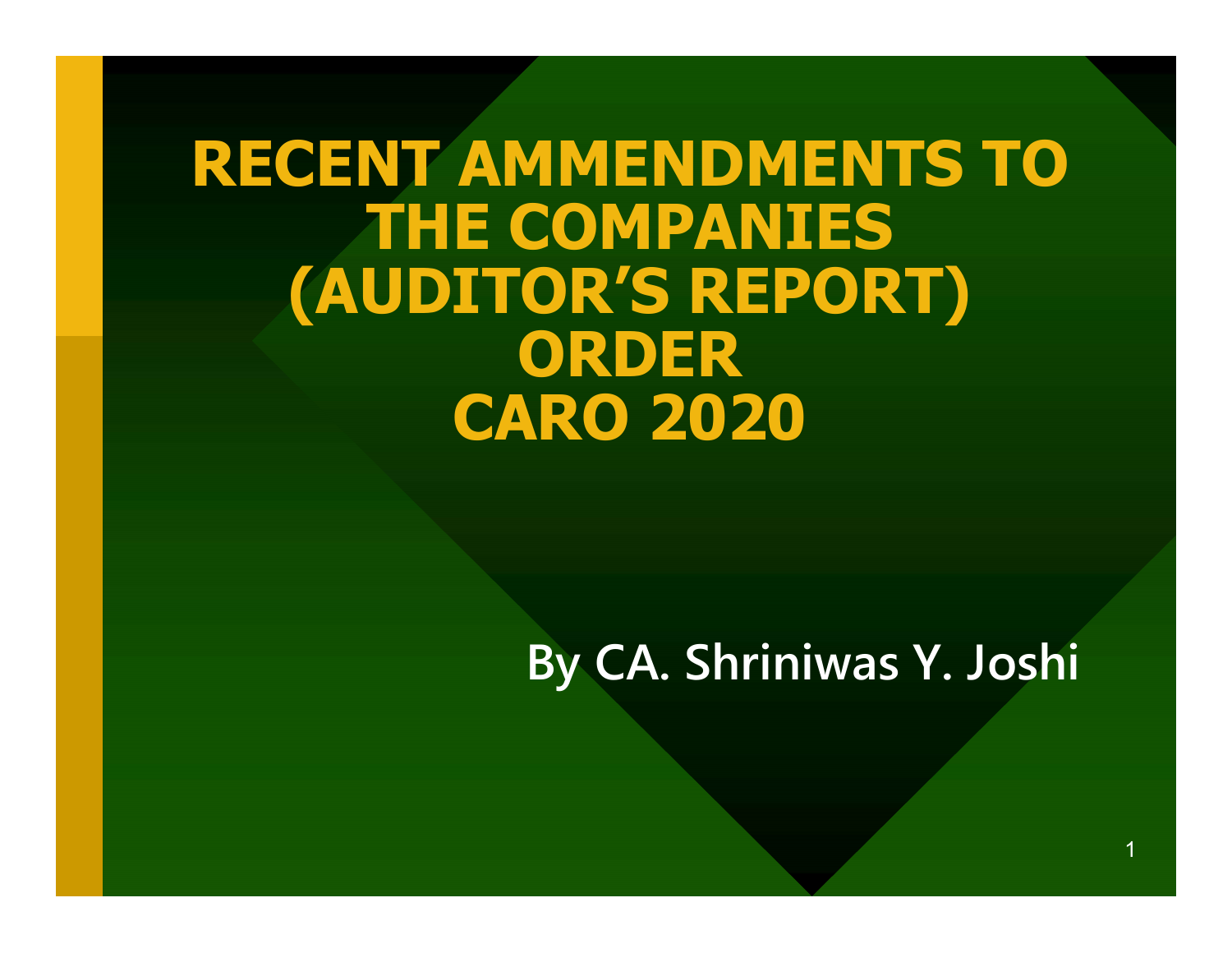# RECENT AMMENDMENTS TO THE COMPANIES (AUDITOR'S REPORT) ORDER CARO 2020

By CA. Shriniwas Y. Joshi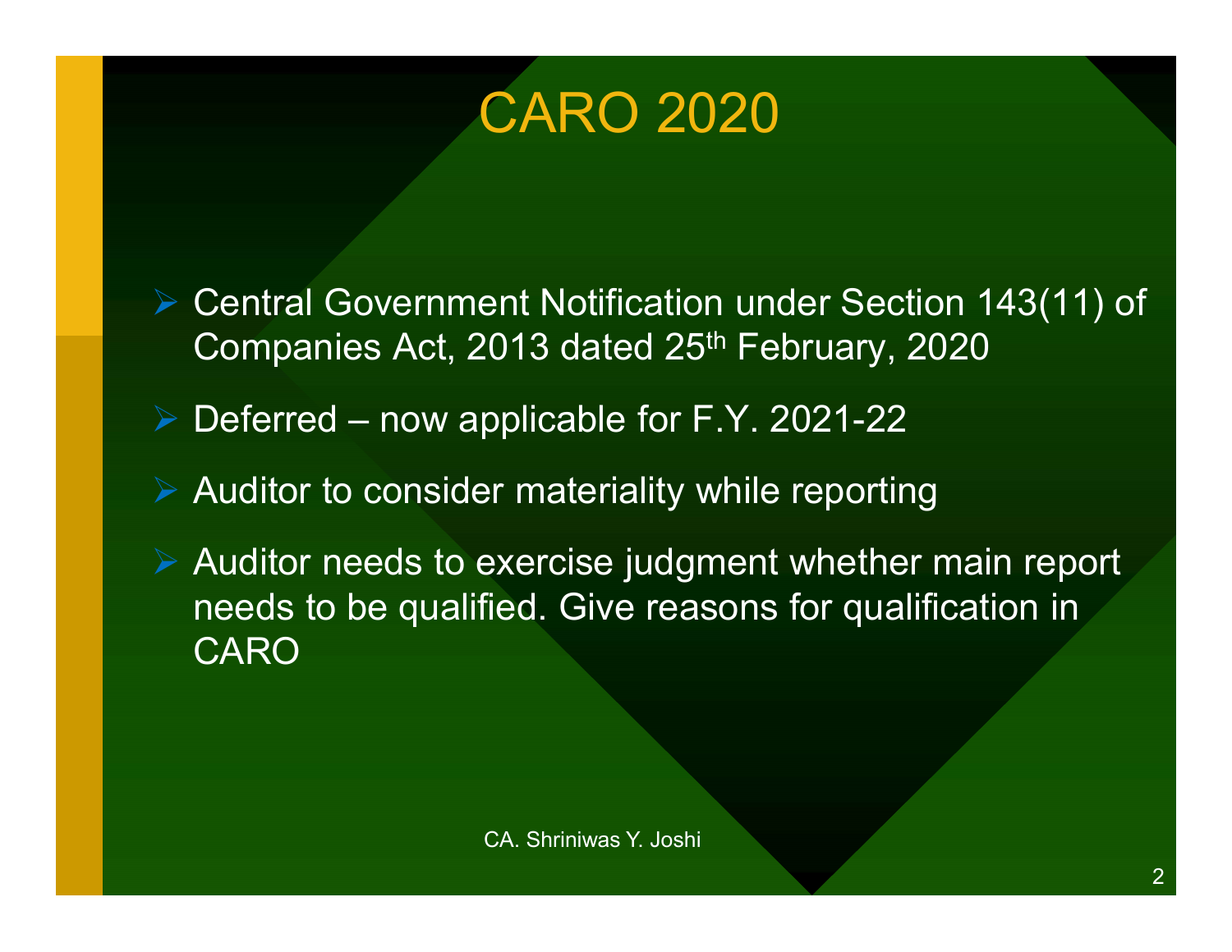# CARO 2020

- Central Government Notification under Section 143(11) of Companies Act, 2013 dated 25th February, 2020
- Deferred – now applicable for F.Y. 2021-22
- Auditor to consider materiality while reporting
- Auditor needs to exercise judgment whether main report needs to be qualified. Give reasons for qualification in CARO

CA. Shriniwas Y. Joshi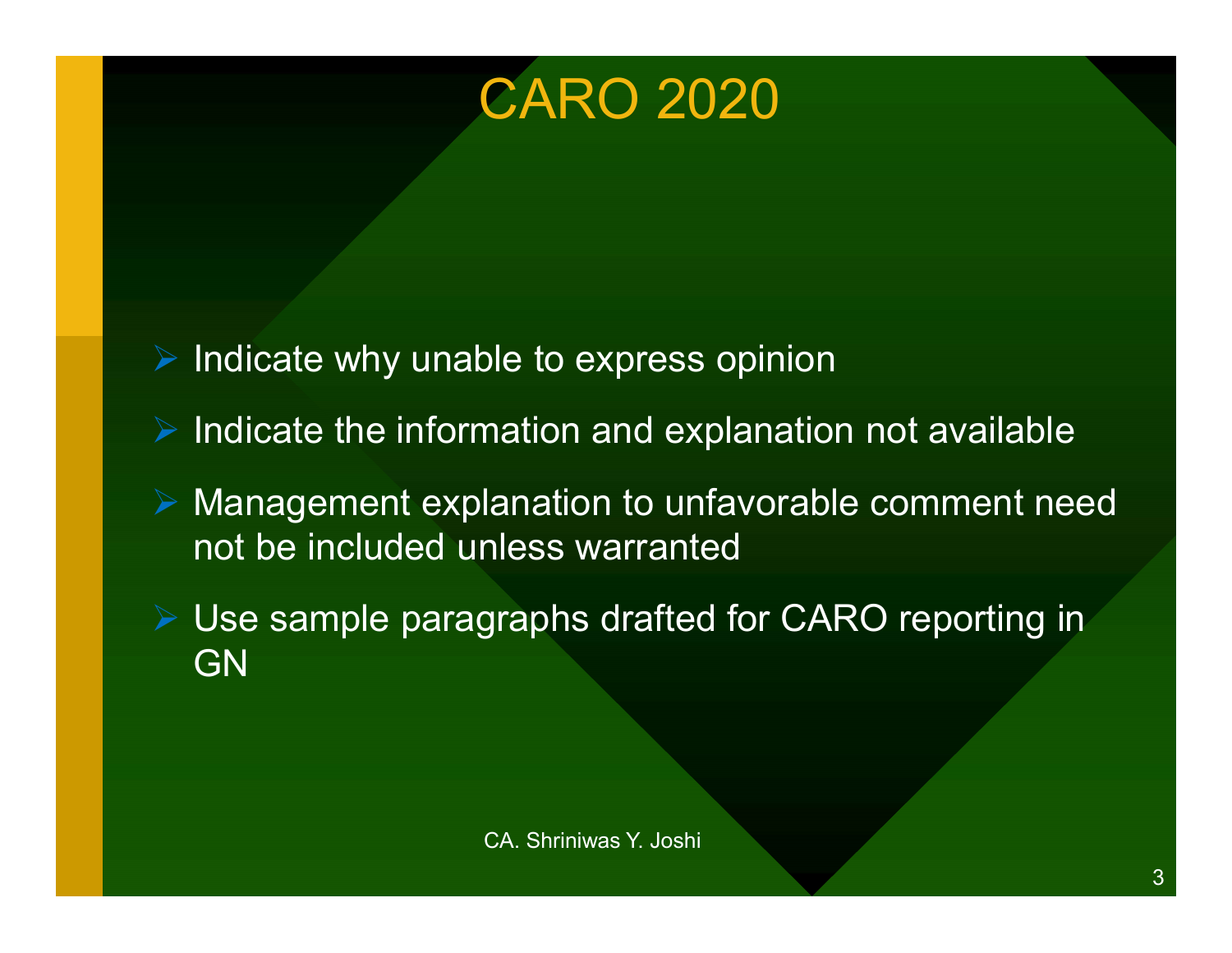# CARO 2020

- Indicate why unable to express opinion
- Indicate the information and explanation not available
- Management explanation to unfavorable comment need not be included unless warranted
- Use sample paragraphs drafted for CARO reporting in GN

CA. Shriniwas Y. Joshi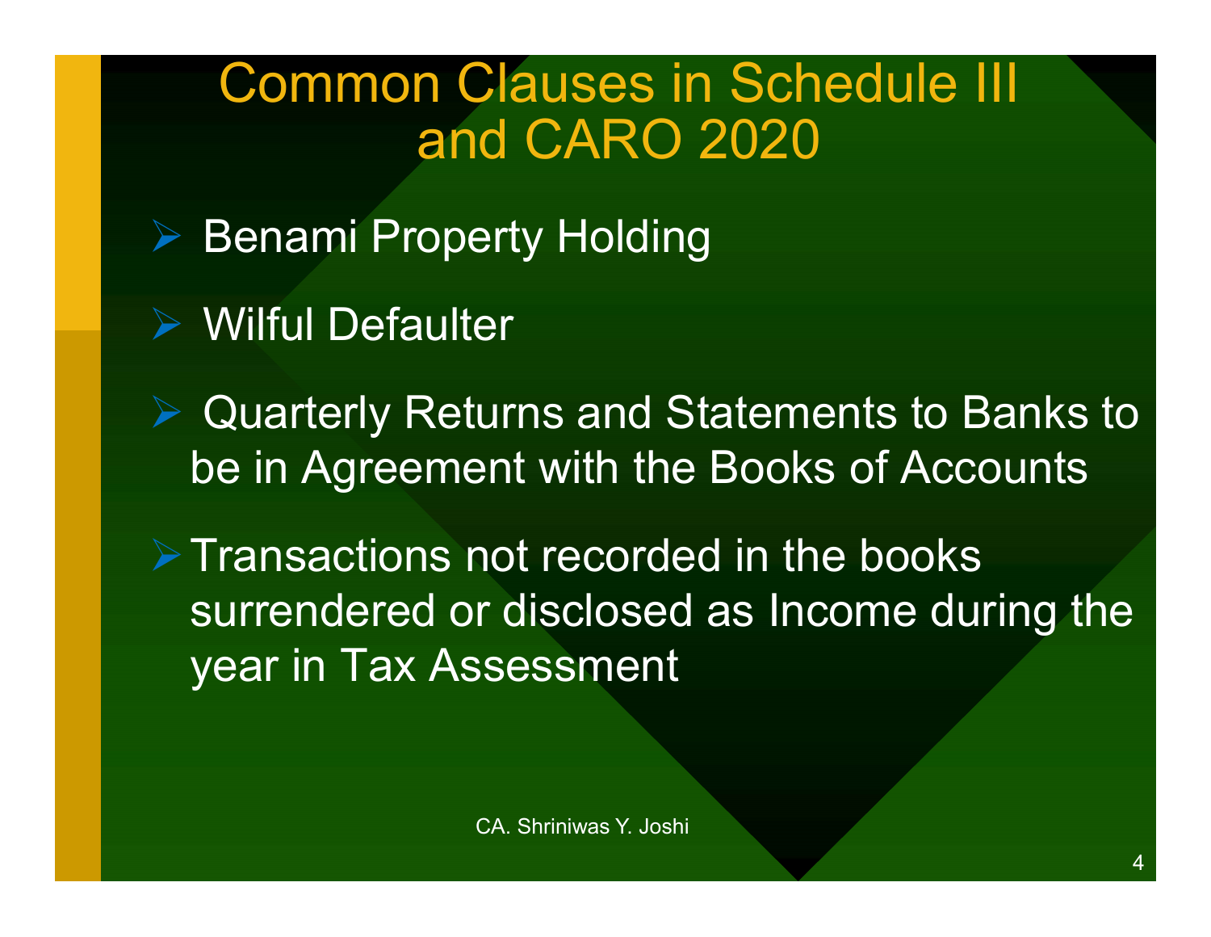# Common Clauses in Schedule III and CARO 2020

- Benami Property Holding
- Wilful Defaulter
- Quarterly Returns and Statements to Banks to be in Agreement with the Books of Accounts
- Transactions not recorded in the books surrendered or disclosed as Income during the year in Tax Assessment

CA. Shriniwas Y. Joshi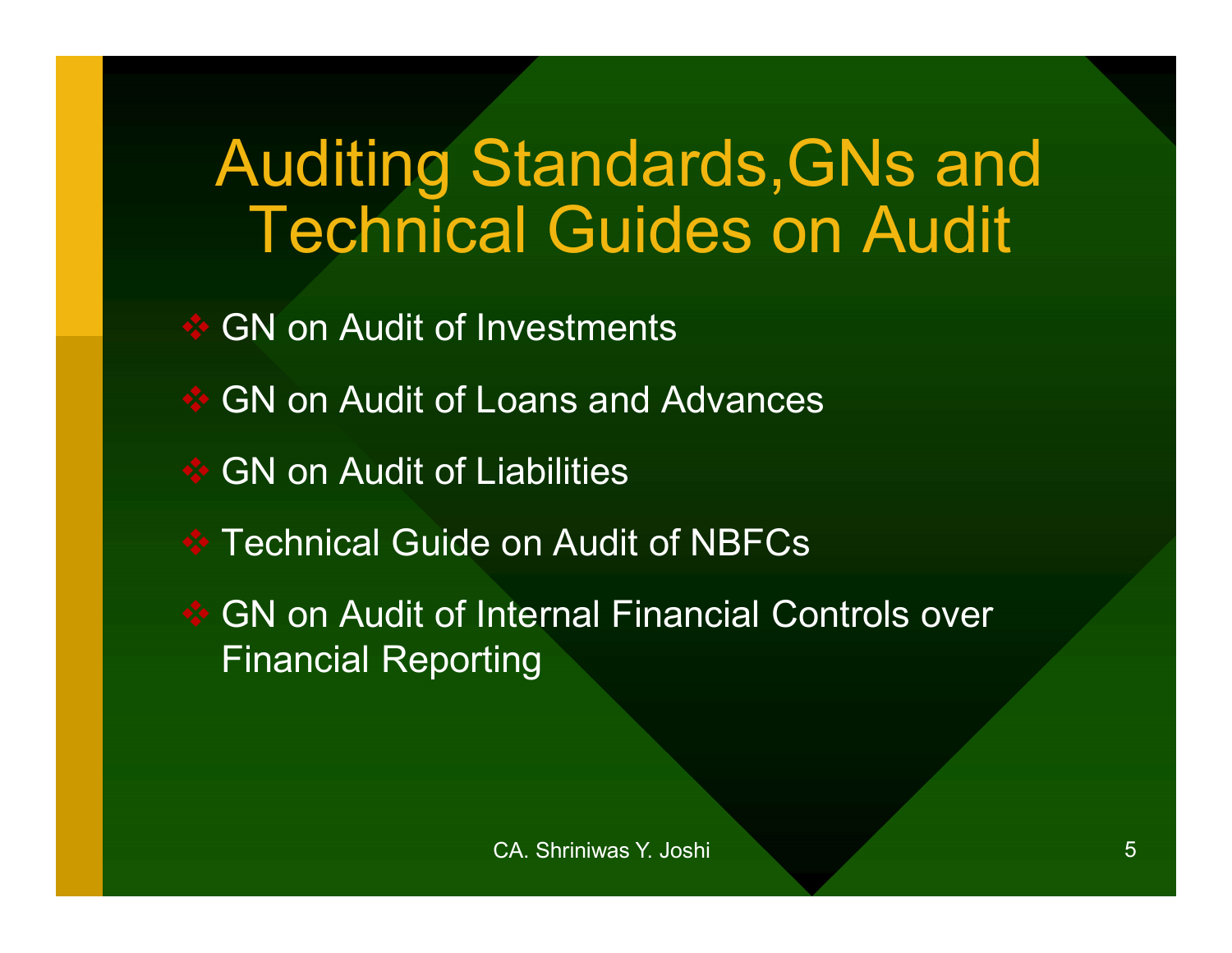# Auditing Standards,GNs and Technical Guides on Audit

- GN on Audit of Investments
- GN on Audit of Loans and Advances
- GN on Audit of Liabilities
- Technical Guide on Audit of NBFCs
- GN on Audit of Internal Financial Controls over Financial Reporting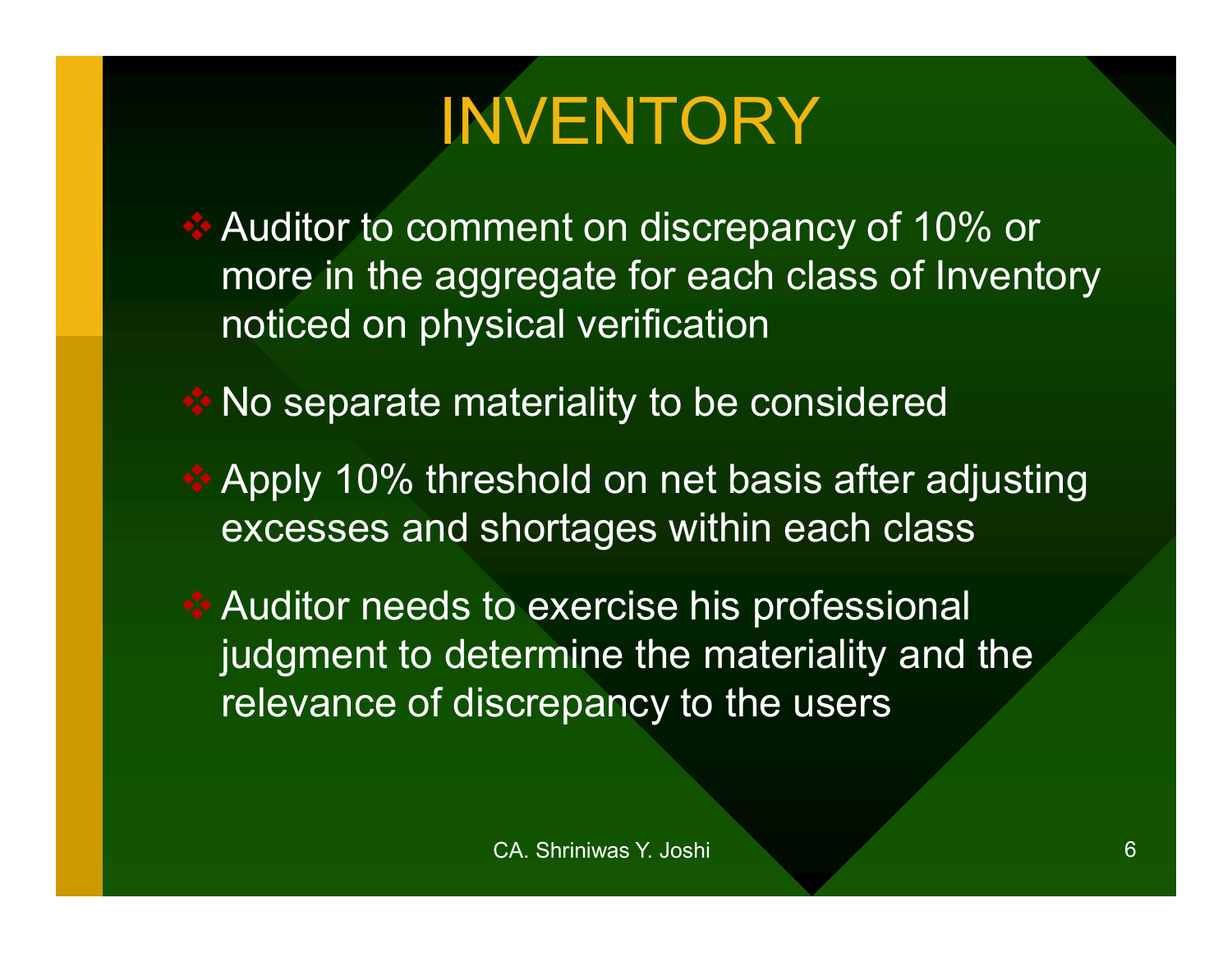# INVENTORY

- Auditor to comment on discrepancy of 10% or more in the aggregate for each class of Inventory noticed on physical verification
- No separate materiality to be considered
- Apply 10% threshold on net basis after adjusting excesses and shortages within each class
- Auditor needs to exercise his professional judgment to determine the materiality and the relevance of discrepancy to the users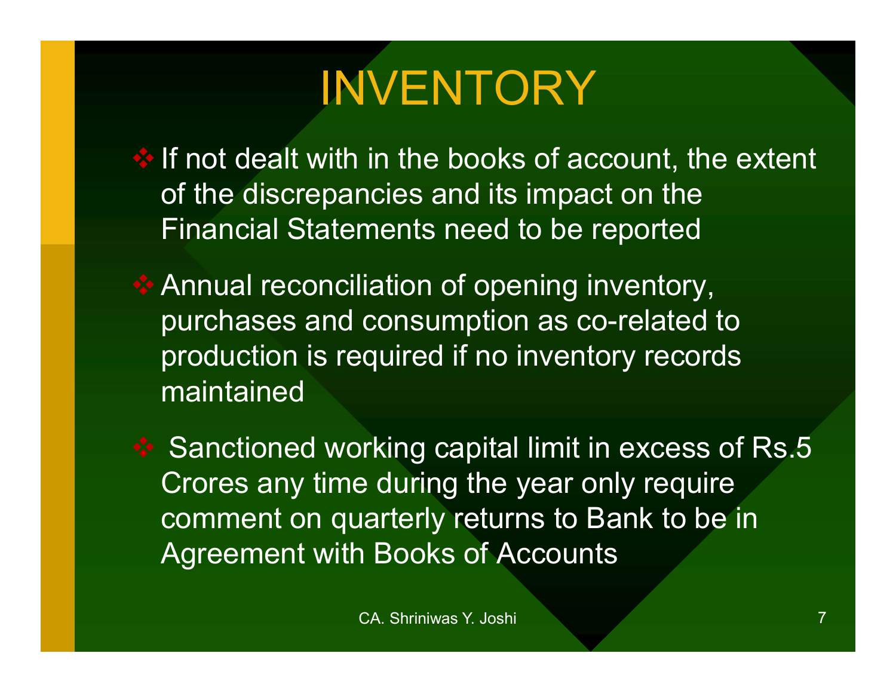# INVENTORY

- If not dealt with in the books of account, the extent of the discrepancies and its impact on the Financial Statements need to be reported
- Annual reconciliation of opening inventory, purchases and consumption as co-related to production is required if no inventory records maintained
- Sanctioned working capital limit in excess of Rs.5 Crores any time during the year only require comment on quarterly returns to Bank to be in Agreement with Books of Accounts

CA. Shriniwas Y. Joshi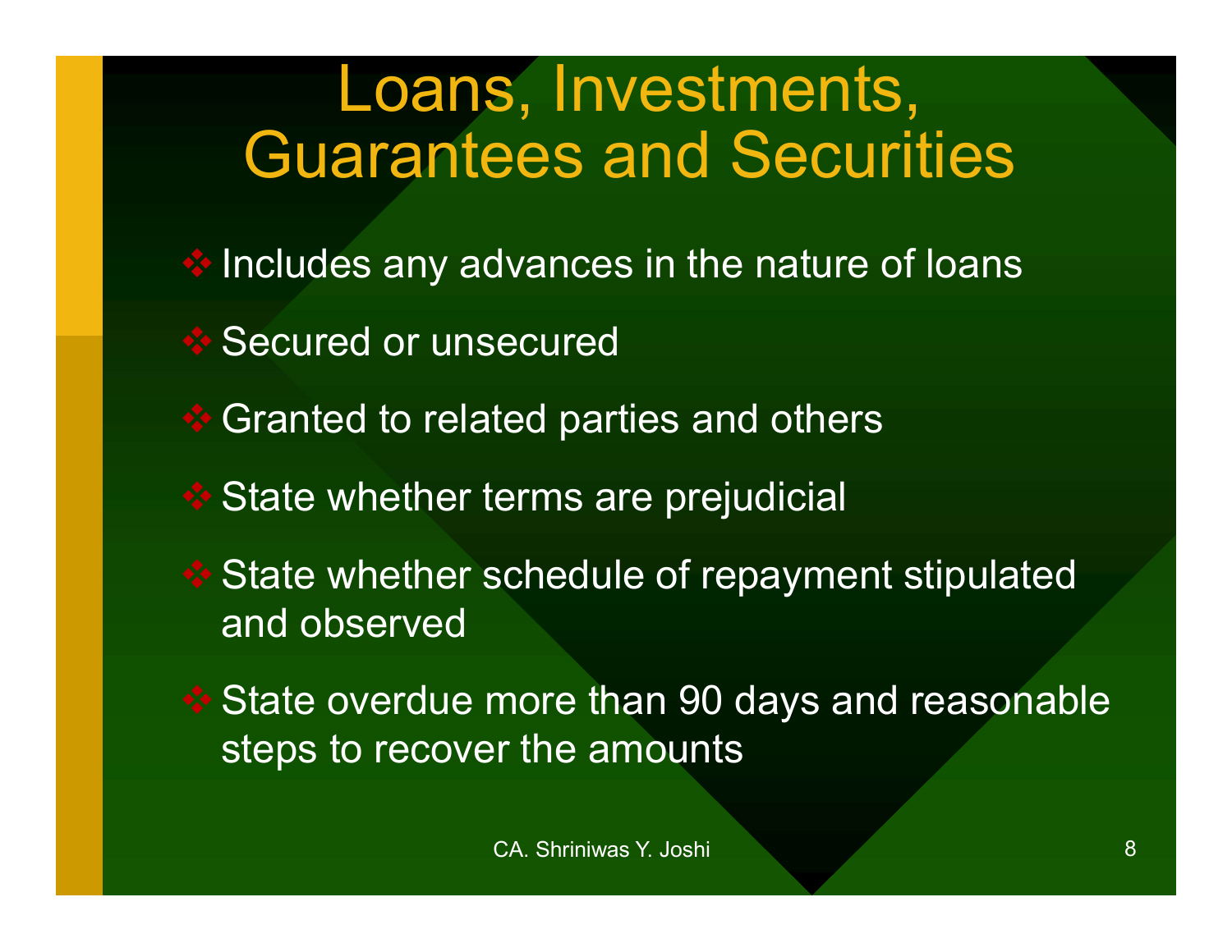# Loans, Investments, Guarantees and Securities

- Includes any advances in the nature of loans
- Secured or unsecured
- Granted to related parties and others
- State whether terms are prejudicial
- State whether schedule of repayment stipulated and observed
- State overdue more than 90 days and reasonable steps to recover the amounts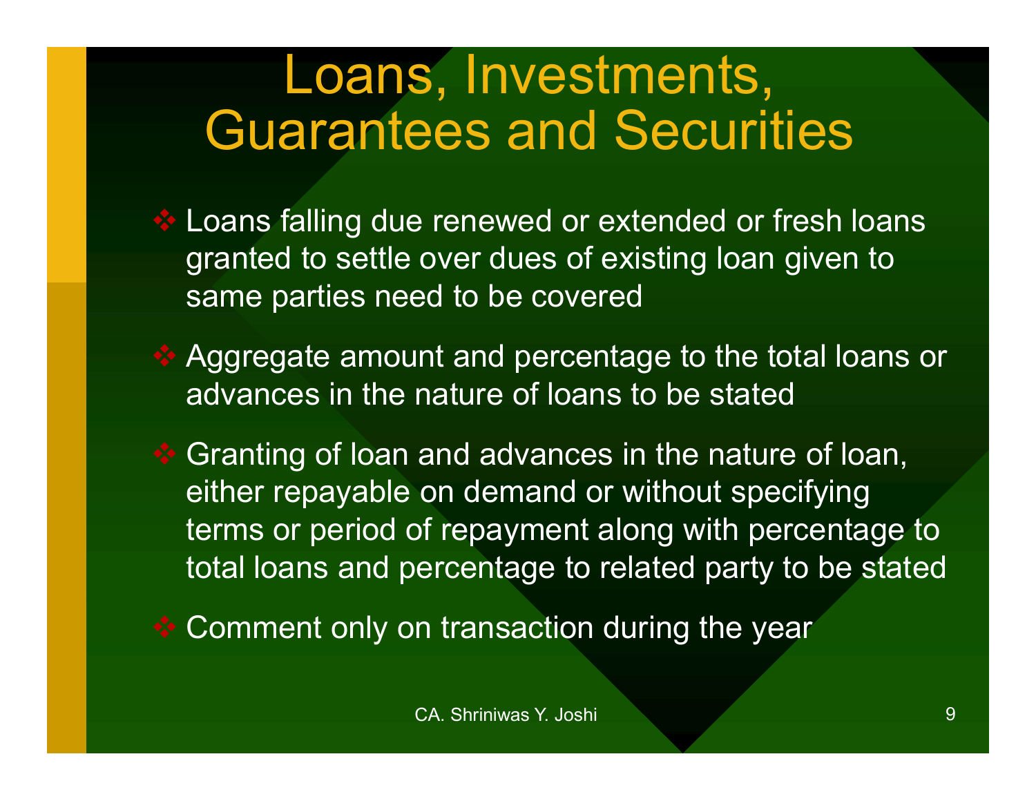# Loans, Investments, Guarantees and Securities

- Loans falling due renewed or extended or fresh loans granted to settle over dues of existing loan given to same parties need to be covered
- Aggregate amount and percentage to the total loans or advances in the nature of loans to be stated
- Granting of loan and advances in the nature of loan, either repayable on demand or without specifying terms or period of repayment along with percentage to total loans and percentage to related party to be stated
- Comment only on transaction during the year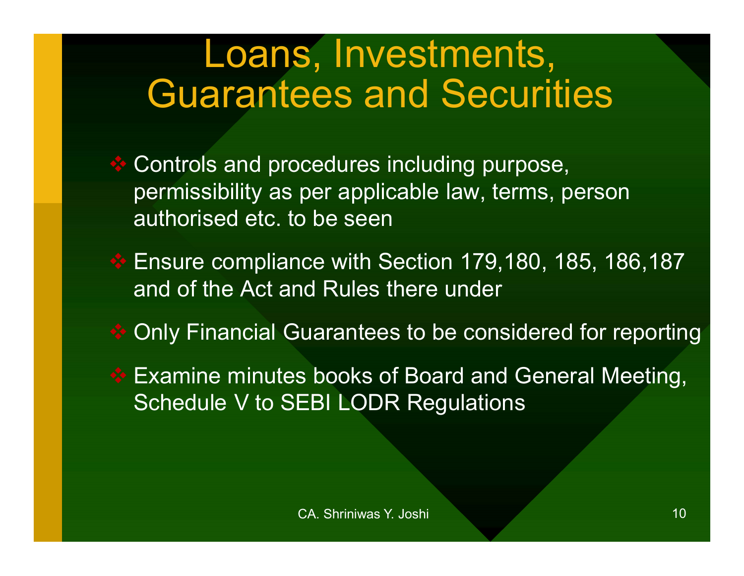# Loans, Investments, Guarantees and Securities

- Controls and procedures including purpose, permissibility as per applicable law, terms, person authorised etc. to be seen
- Ensure compliance with Section 179,180, 185, 186,187 and of the Act and Rules there under
- Only Financial Guarantees to be considered for reporting
- Examine minutes books of Board and General Meeting, Schedule V to SEBI LODR Regulations

CA. Shriniwas Y. Joshi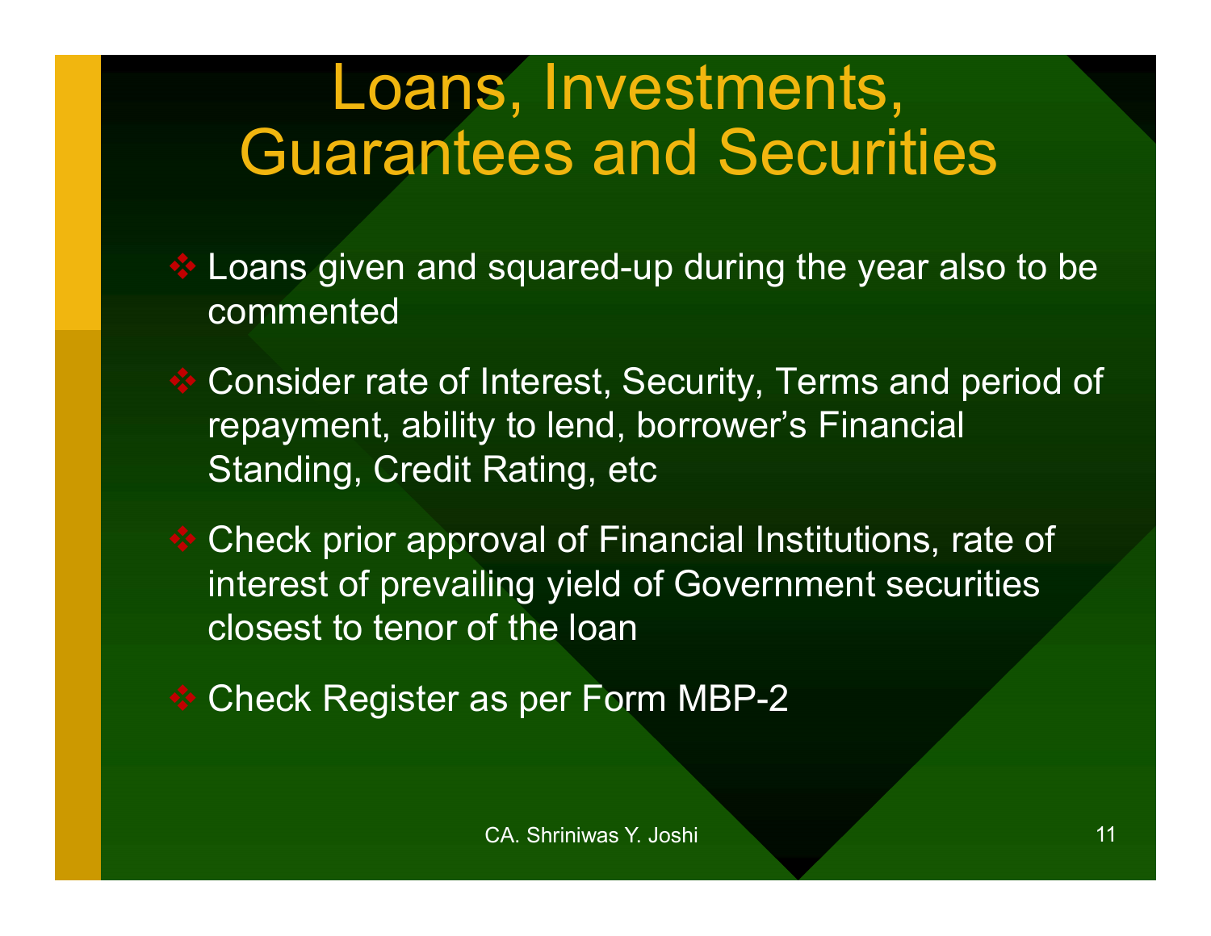# Loans, Investments, Guarantees and Securities

- Loans given and squared-up during the year also to be commented
- Consider rate of Interest, Security, Terms and period of repayment, ability to lend, borrower's Financial Standing, Credit Rating, etc
- Check prior approval of Financial Institutions, rate of interest of prevailing yield of Government securities closest to tenor of the loan
- Check Register as per Form MBP-2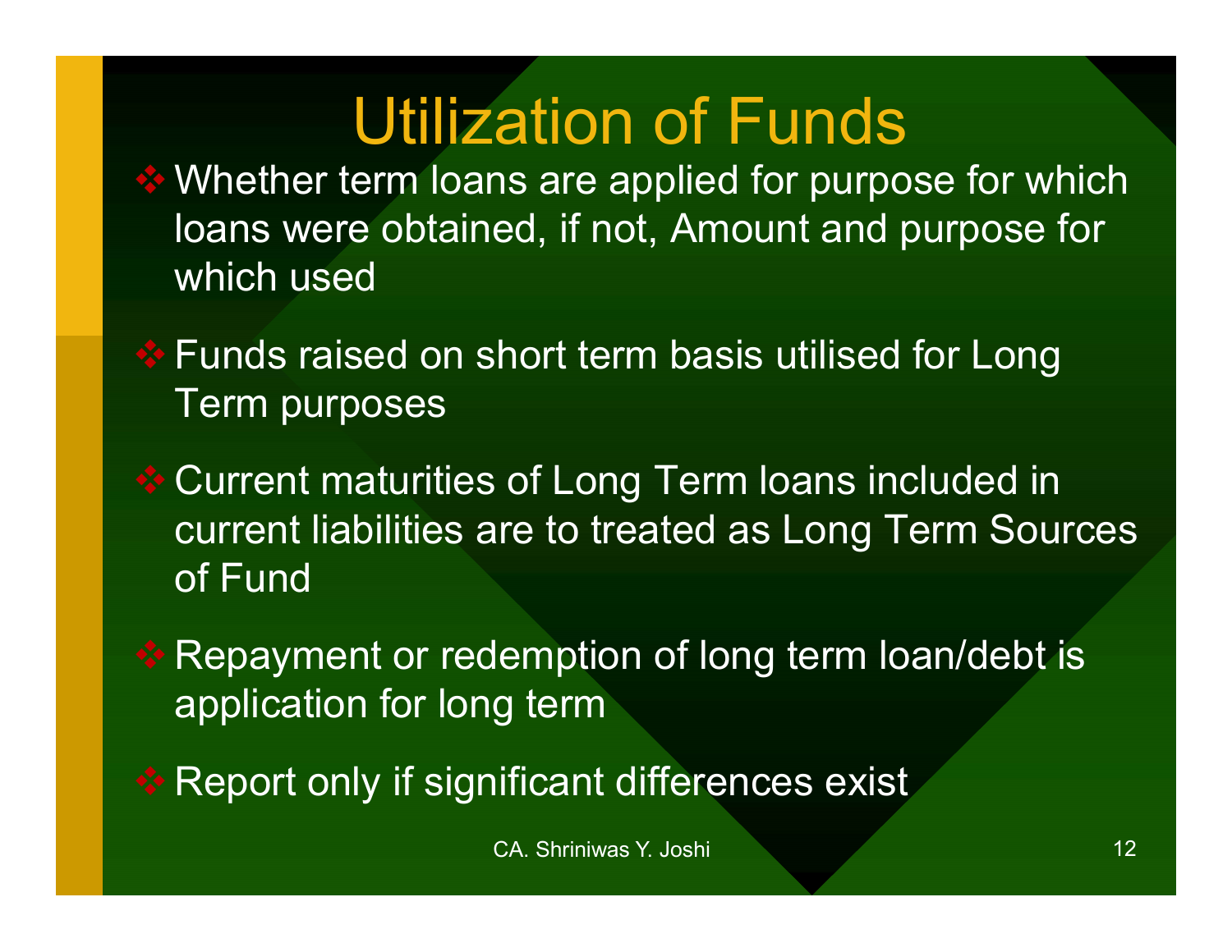# Utilization of Funds

- Whether term loans are applied for purpose for which loans were obtained, if not, Amount and purpose for which used
- Funds raised on short term basis utilised for Long Term purposes
- Current maturities of Long Term loans included in current liabilities are to treated as Long Term Sources of Fund
- Repayment or redemption of long term loan/debt is application for long term
- Report only if significant differences exist

CA. Shriniwas Y. Joshi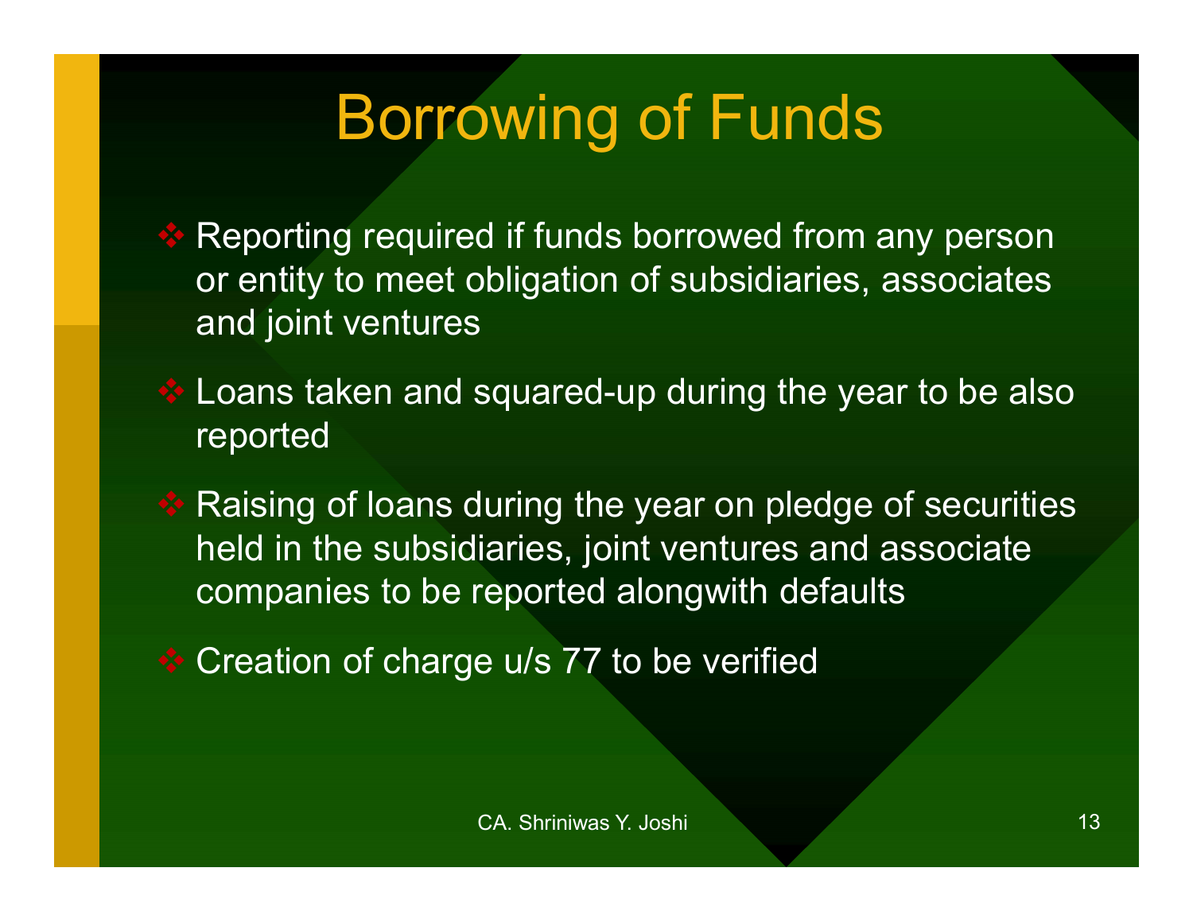# Borrowing of Funds

- Reporting required if funds borrowed from any person or entity to meet obligation of subsidiaries, associates and joint ventures
- Loans taken and squared-up during the year to be also reported
- Raising of loans during the year on pledge of securities held in the subsidiaries, joint ventures and associate companies to be reported alongwith defaults
- Creation of charge u/s 77 to be verified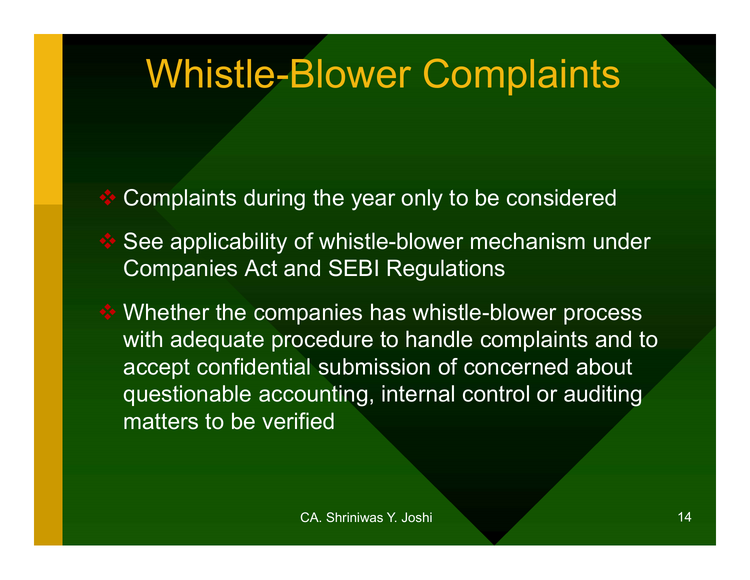# Whistle-Blower Complaints

- Complaints during the year only to be considered
- See applicability of whistle-blower mechanism under Companies Act and SEBI Regulations
- Whether the companies has whistle-blower process with adequate procedure to handle complaints and to accept confidential submission of concerned about questionable accounting, internal control or auditing matters to be verified

CA. Shriniwas Y. Joshi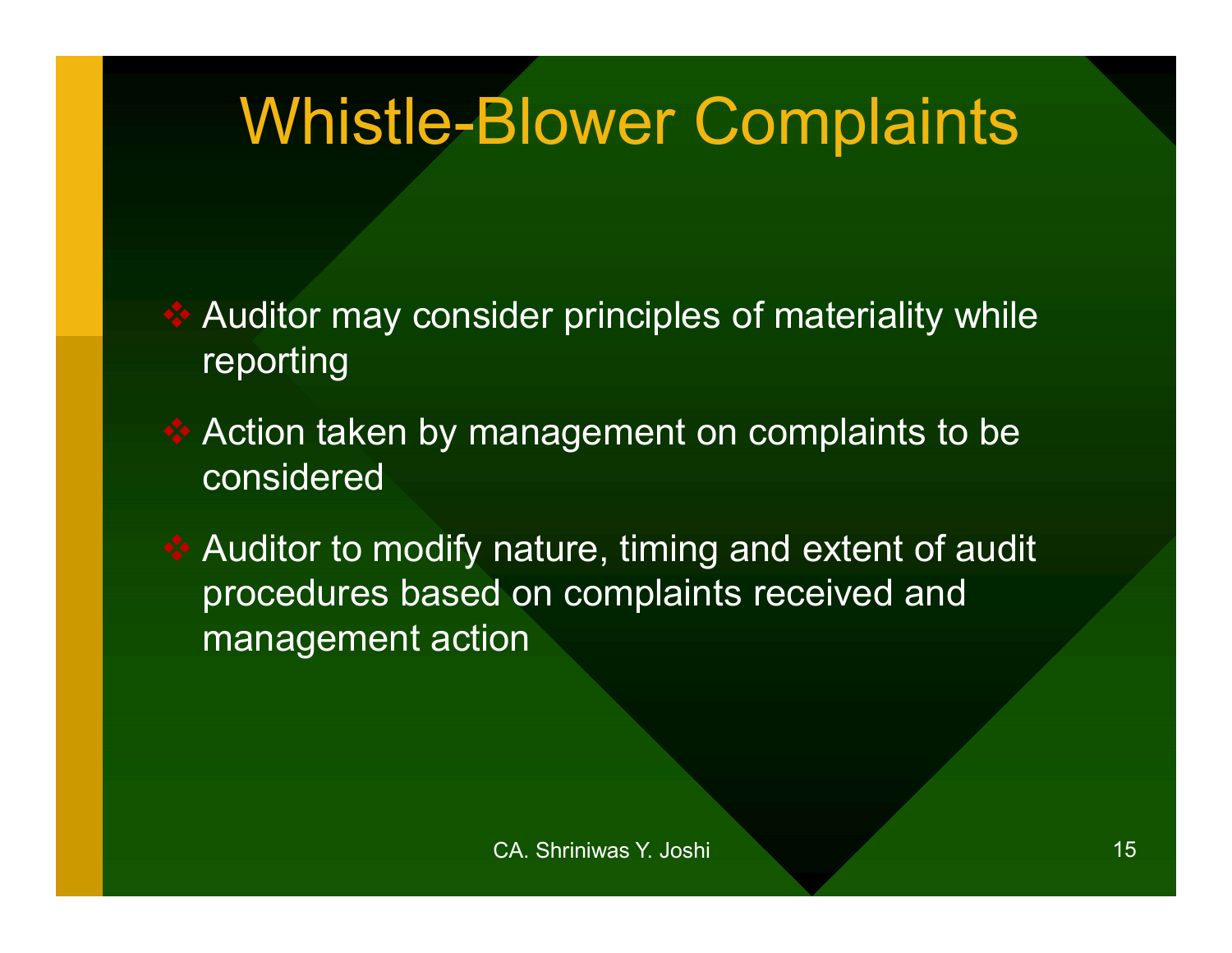# Whistle-Blower Complaints

- Auditor may consider principles of materiality while reporting
- Action taken by management on complaints to be considered
- Auditor to modify nature, timing and extent of audit procedures based on complaints received and management action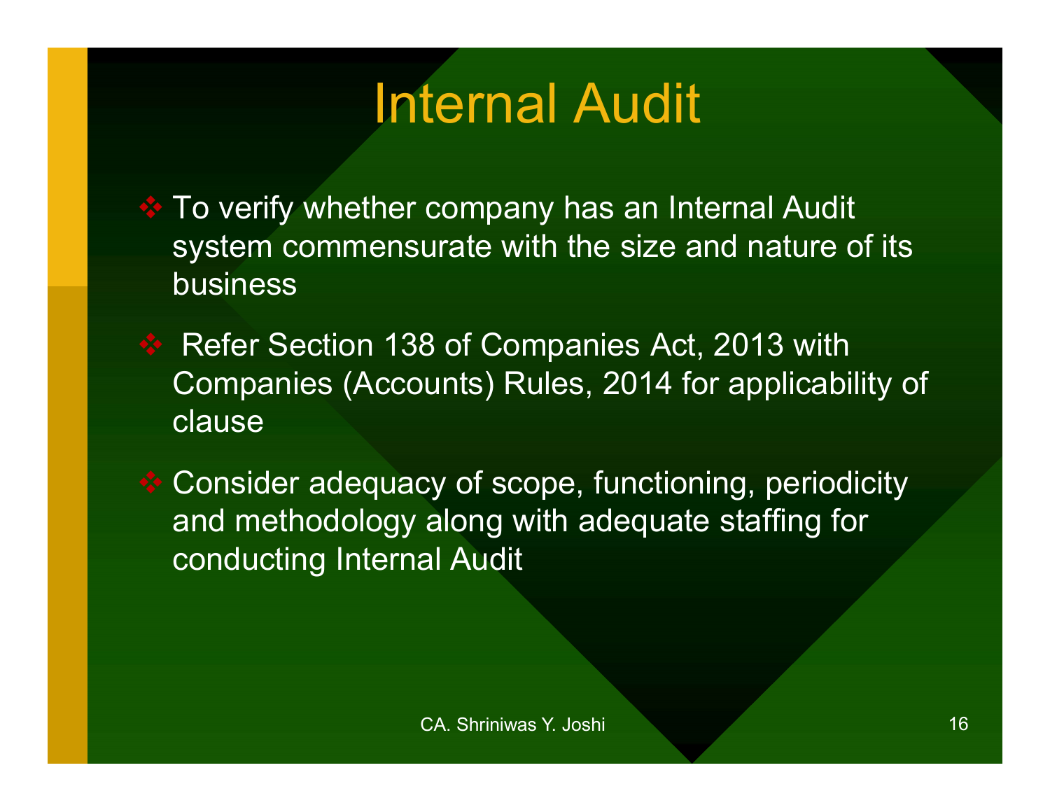# Internal Audit

- To verify whether company has an Internal Audit system commensurate with the size and nature of its business
- Refer Section 138 of Companies Act, 2013 with Companies (Accounts) Rules, 2014 for applicability of clause
- Consider adequacy of scope, functioning, periodicity and methodology along with adequate staffing for conducting Internal Audit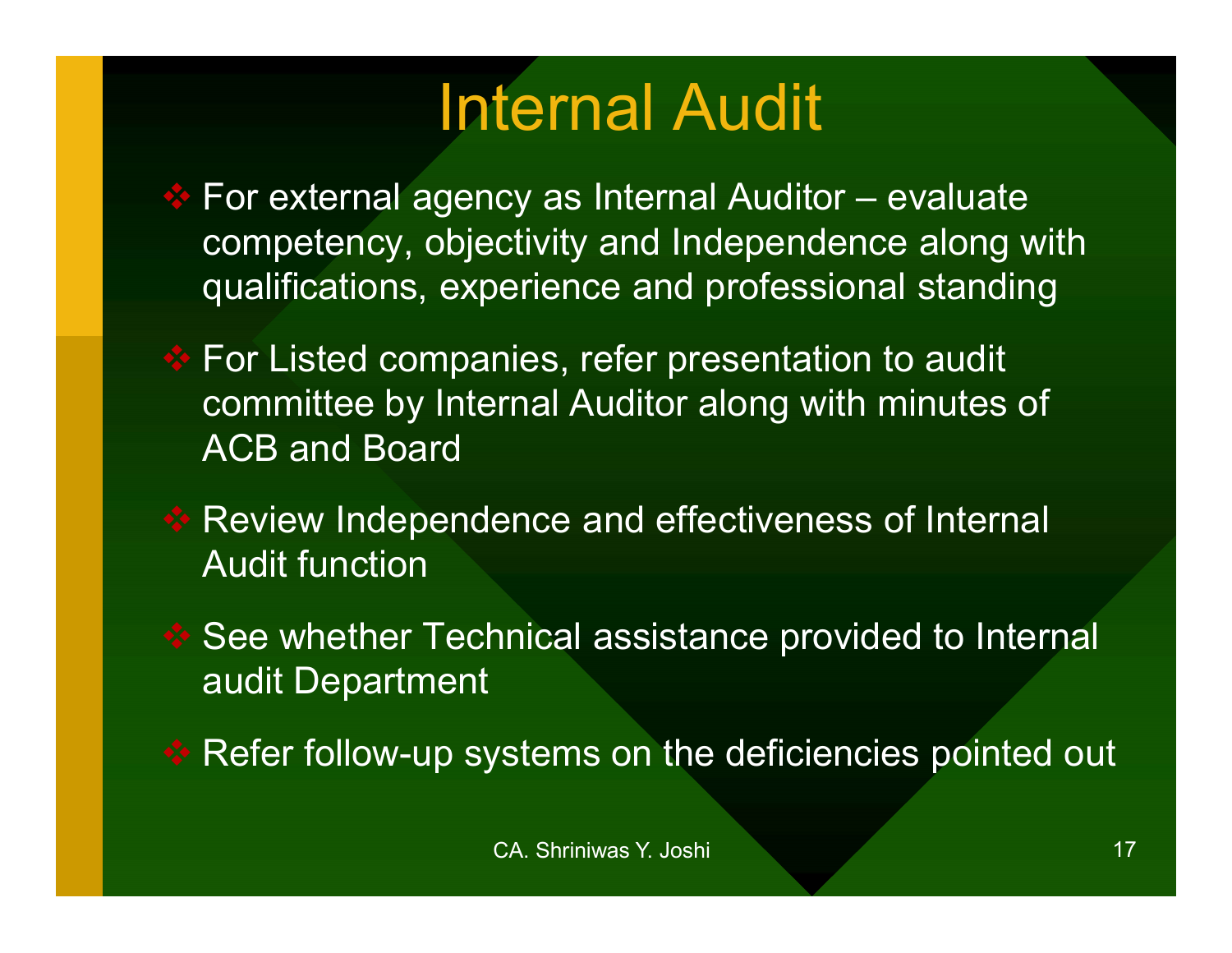# Internal Audit

- For external agency as Internal Auditor – evaluate competency, objectivity and Independence along with qualifications, experience and professional standing
- For Listed companies, refer presentation to audit committee by Internal Auditor along with minutes of ACB and Board
- Review Independence and effectiveness of Internal Audit function
- See whether Technical assistance provided to Internal audit Department
- Refer follow-up systems on the deficiencies pointed out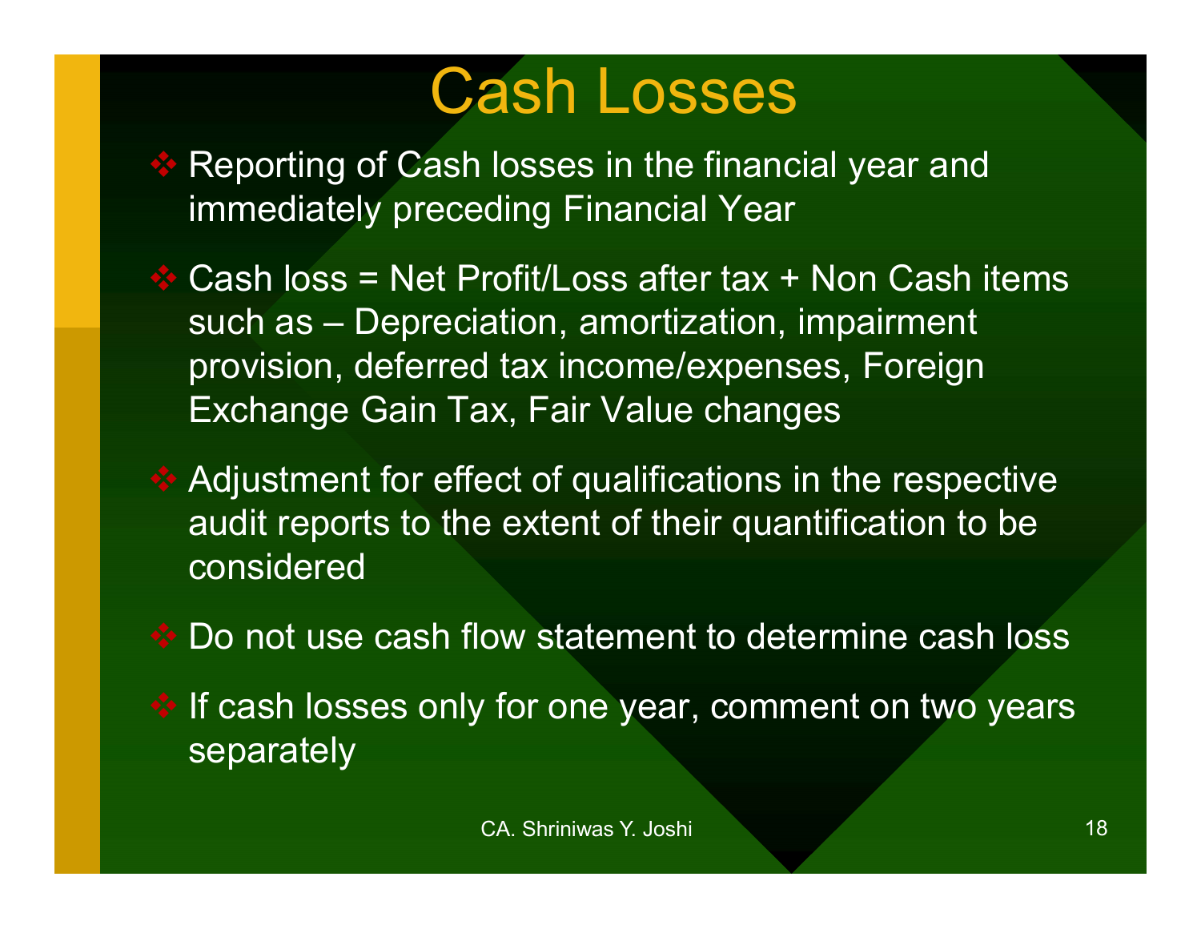# Cash Losses

- Reporting of Cash losses in the financial year and immediately preceding Financial Year
- Cash loss = Net Profit/Loss after tax + Non Cash items such as – Depreciation, amortization, impairment provision, deferred tax income/expenses, Foreign Exchange Gain Tax, Fair Value changes
- Adjustment for effect of qualifications in the respective audit reports to the extent of their quantification to be considered
- Do not use cash flow statement to determine cash loss
- If cash losses only for one year, comment on two years separately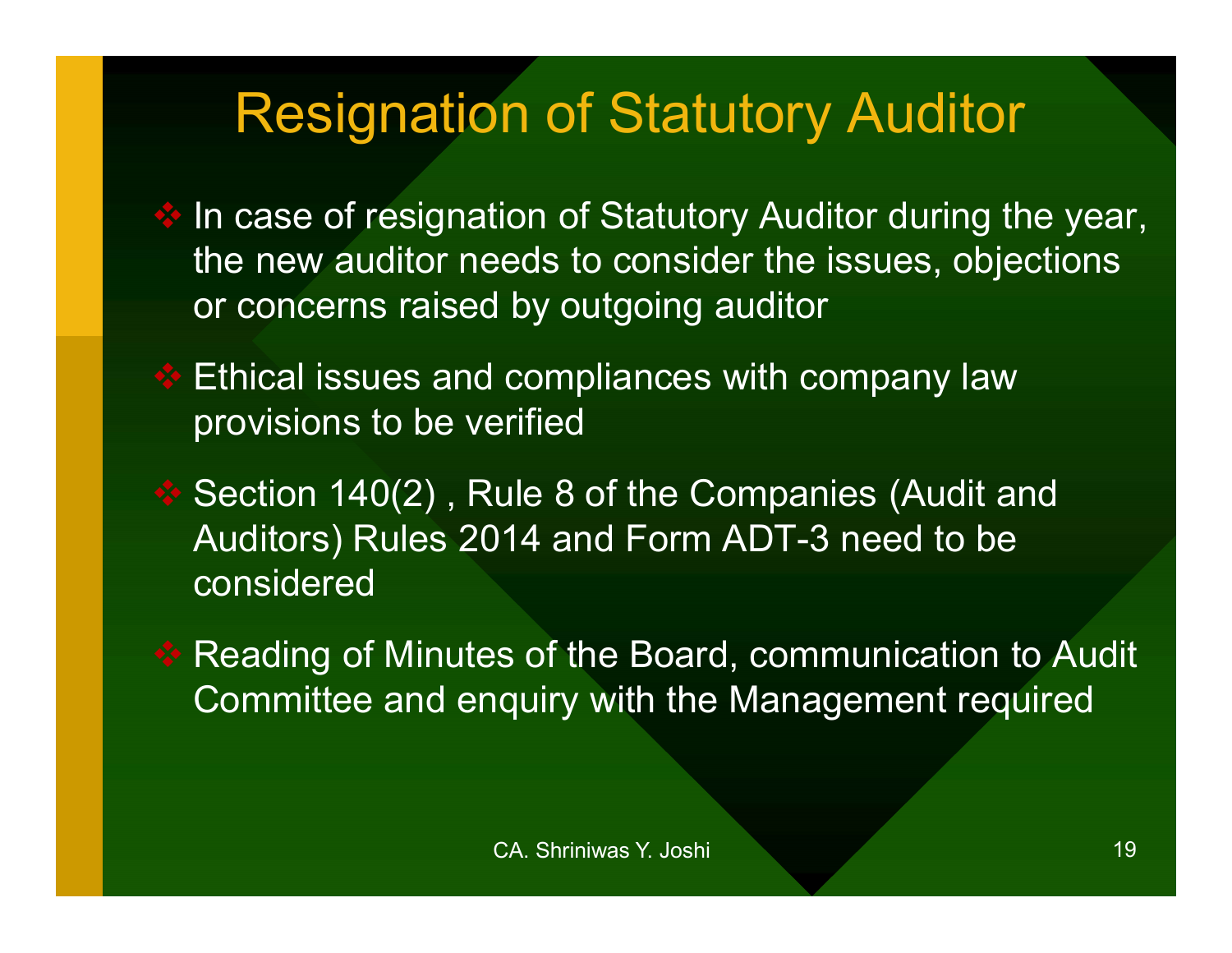# Resignation of Statutory Auditor

- In case of resignation of Statutory Auditor during the year, the new auditor needs to consider the issues, objections or concerns raised by outgoing auditor
- Ethical issues and compliances with company law provisions to be verified
- Section 140(2) , Rule 8 of the Companies (Audit and Auditors) Rules 2014 and Form ADT-3 need to be considered
- Reading of Minutes of the Board, communication to Audit Committee and enquiry with the Management required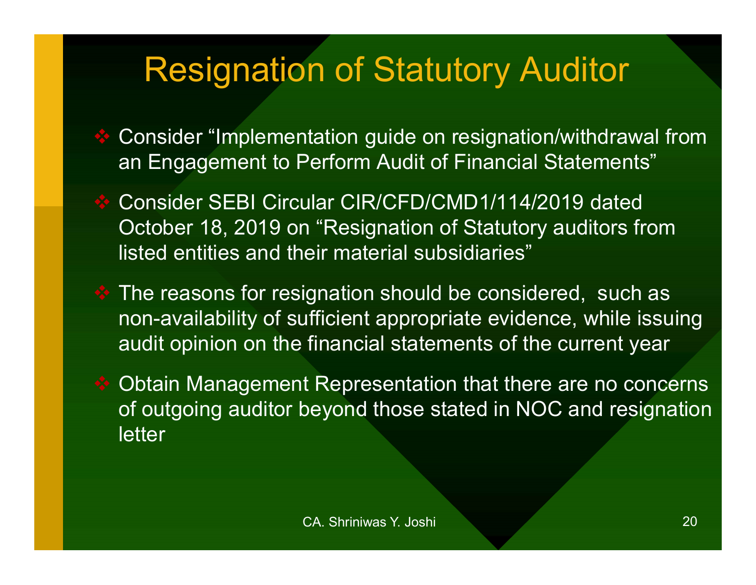# Resignation of Statutory Auditor

- Consider "Implementation guide on resignation/withdrawal from an Engagement to Perform Audit of Financial Statements"
- Consider SEBI Circular CIR/CFD/CMD1/114/2019 dated October 18, 2019 on "Resignation of Statutory auditors from listed entities and their material subsidiaries"
- The reasons for resignation should be considered, such as non-availability of sufficient appropriate evidence, while issuing audit opinion on the financial statements of the current year
- Obtain Management Representation that there are no concerns of outgoing auditor beyond those stated in NOC and resignation letter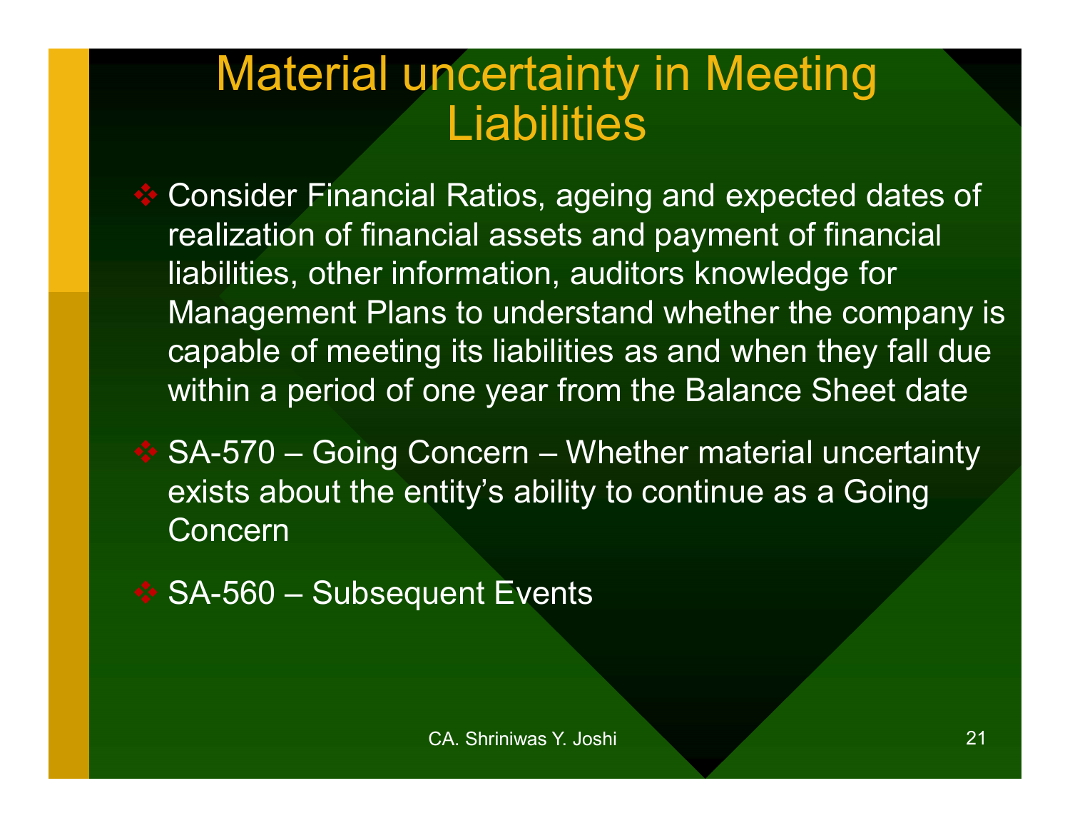# Material uncertainty in Meeting Liabilities

- Consider Financial Ratios, ageing and expected dates of realization of financial assets and payment of financial liabilities, other information, auditors knowledge for Management Plans to understand whether the company is capable of meeting its liabilities as and when they fall due within a period of one year from the Balance Sheet date
- SA-570 – Going Concern – Whether material uncertainty exists about the entity's ability to continue as a Going Concern
- SA-560 – Subsequent Events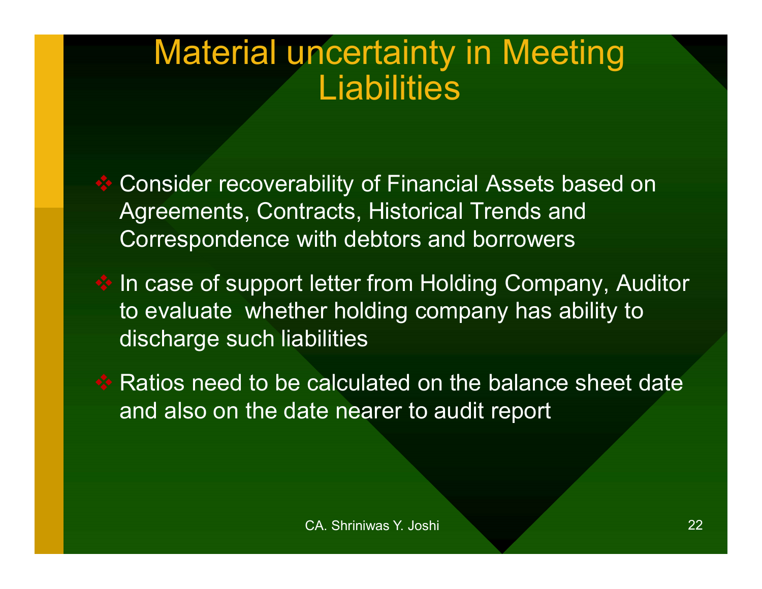# Material uncertainty in Meeting Liabilities

- Consider recoverability of Financial Assets based on Agreements, Contracts, Historical Trends and Correspondence with debtors and borrowers
- In case of support letter from Holding Company, Auditor to evaluate whether holding company has ability to discharge such liabilities
- Ratios need to be calculated on the balance sheet date and also on the date nearer to audit report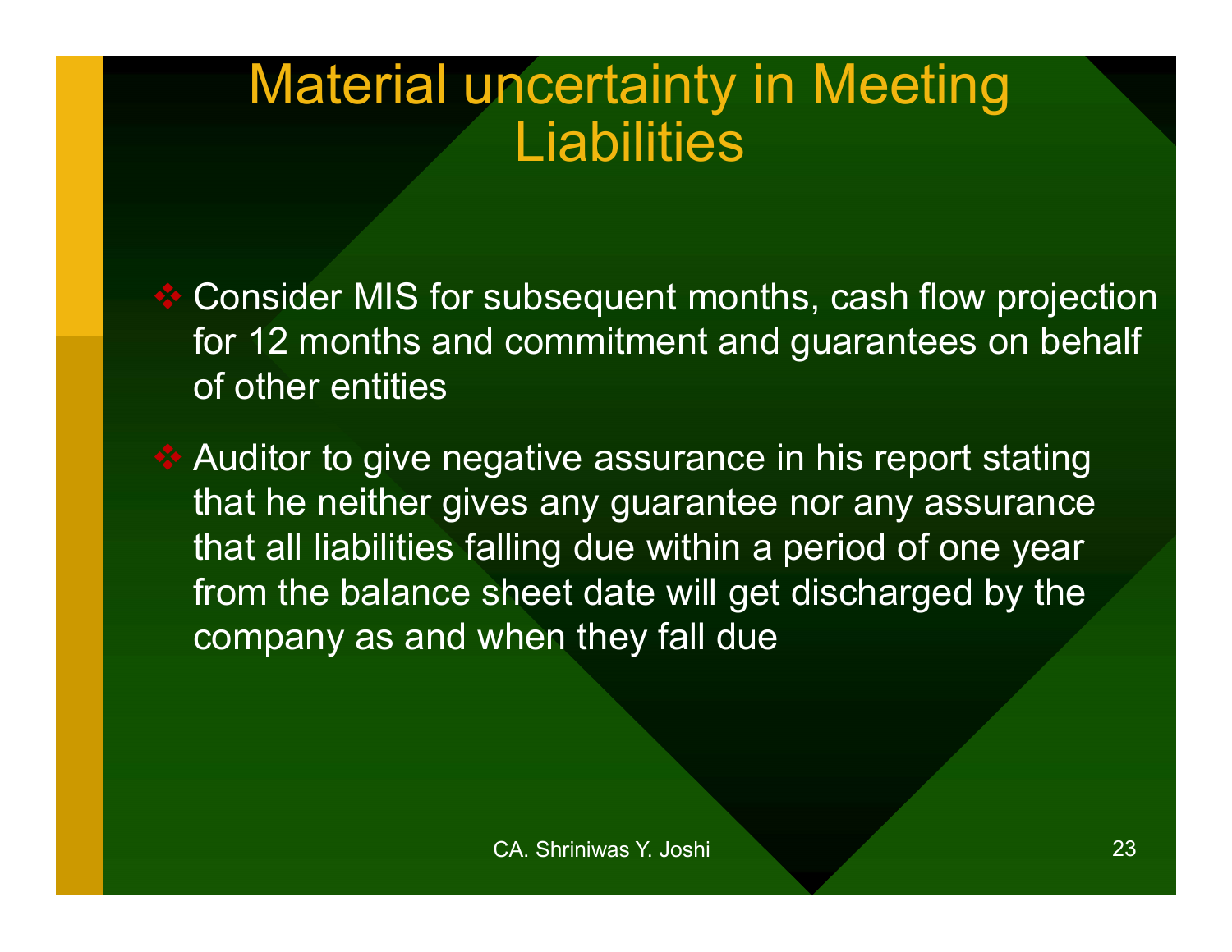# Material uncertainty in Meeting Liabilities

- Consider MIS for subsequent months, cash flow projection for 12 months and commitment and guarantees on behalf of other entities
- Auditor to give negative assurance in his report stating that he neither gives any guarantee nor any assurance that all liabilities falling due within a period of one year from the balance sheet date will get discharged by the company as and when they fall due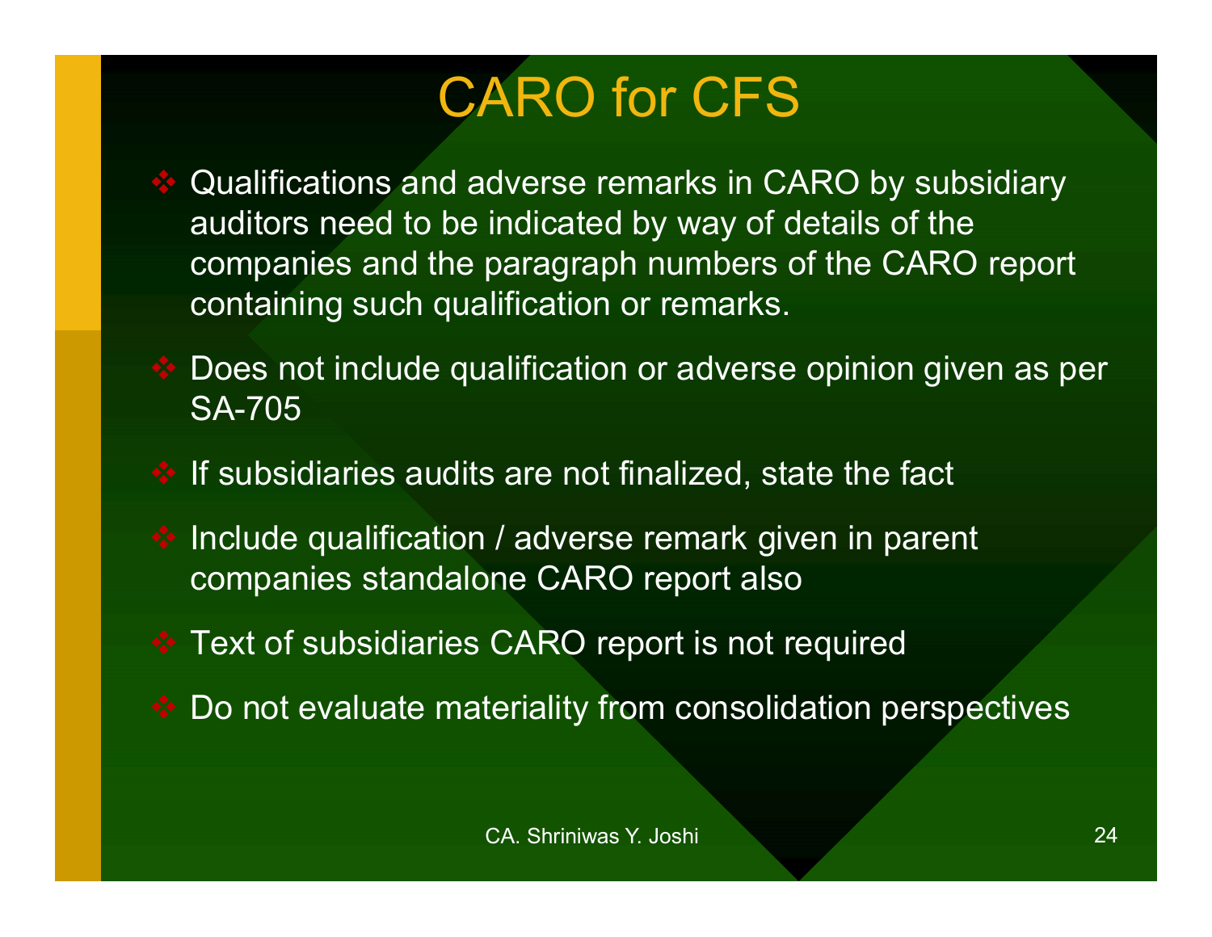# CARO for CFS

- Qualifications and adverse remarks in CARO by subsidiary auditors need to be indicated by way of details of the companies and the paragraph numbers of the CARO report containing such qualification or remarks.
- Does not include qualification or adverse opinion given as per SA-705
- If subsidiaries audits are not finalized, state the fact
- Include qualification / adverse remark given in parent companies standalone CARO report also
- Text of subsidiaries CARO report is not required
- Do not evaluate materiality from consolidation perspectives

CA. Shriniwas Y. Joshi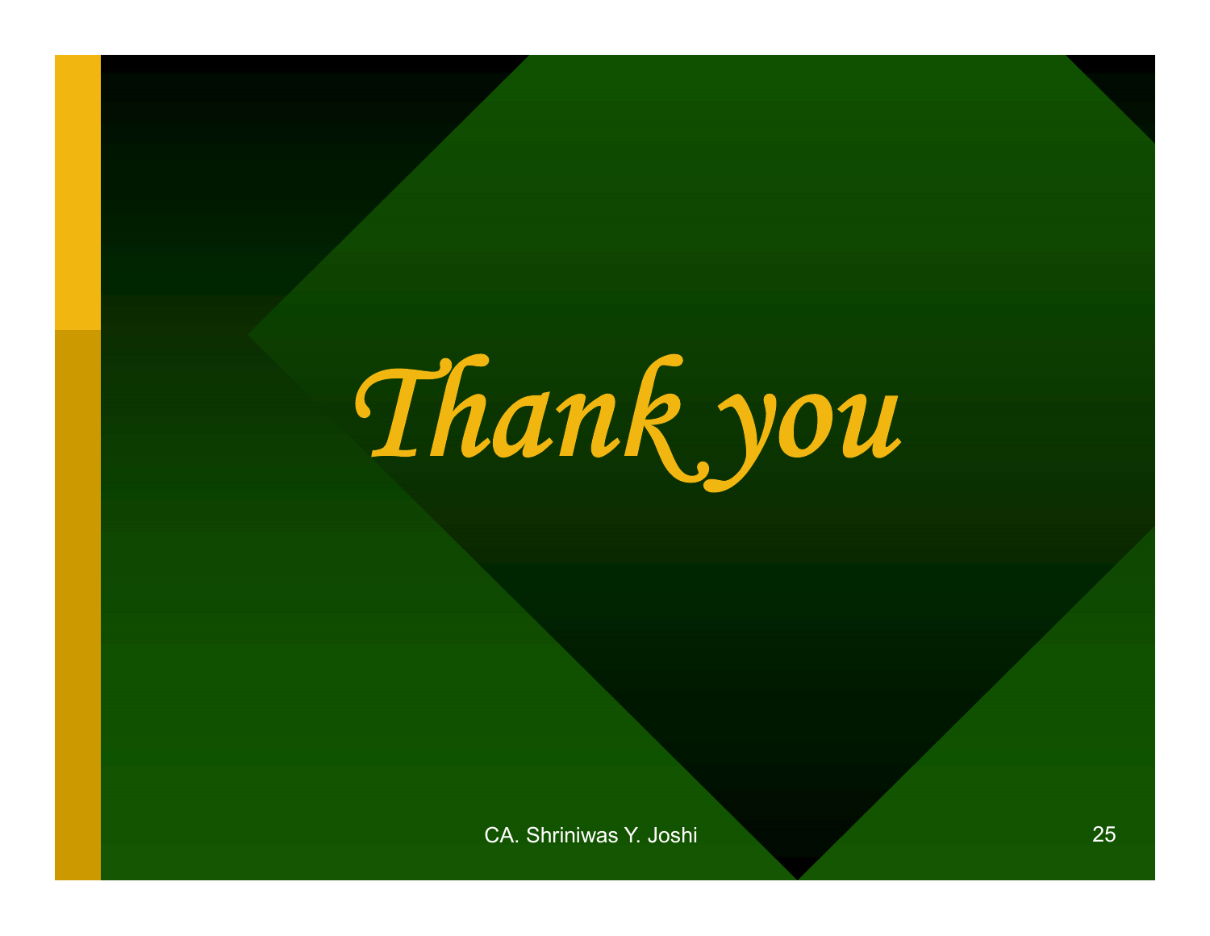# *Thank you*